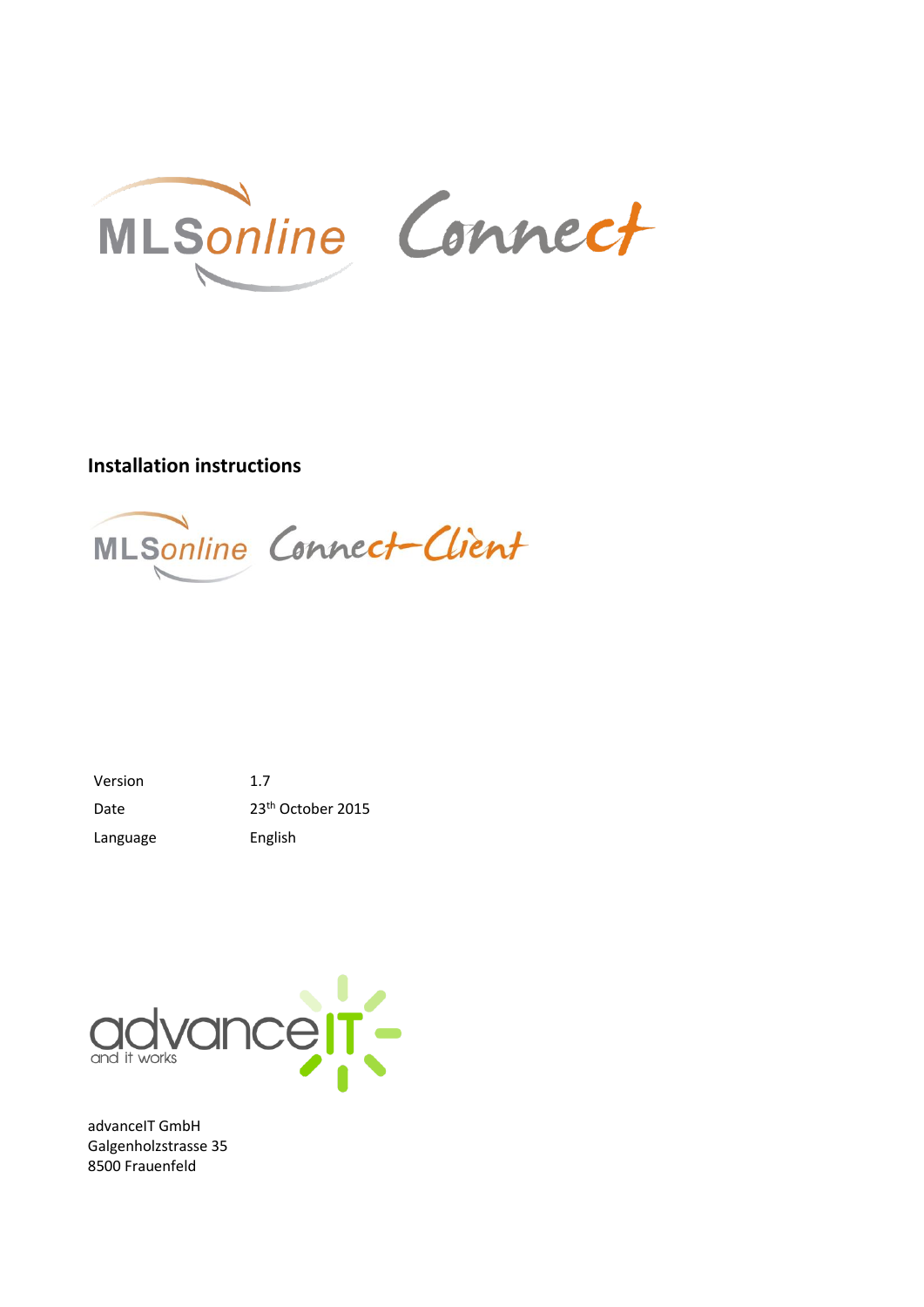MLSonline Connect

**Installation instructions**

MLSonline Connect-Client

| Version | 1.7 |
| --- | --- |
| Date | 23th October 2015 |
| Language | English |

advanceIT
and it works

advanceIT GmbH
Galgenholzstrasse 35
8500 Frauenfeld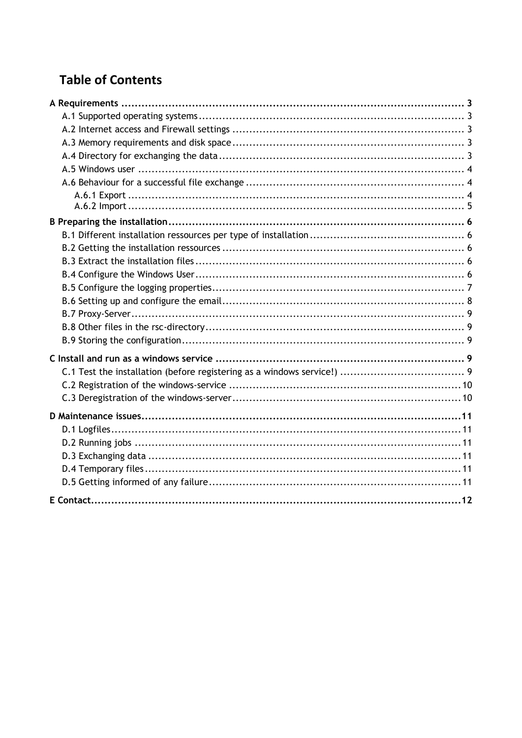# Table of Contents

**A Requirements ... 3**
- A.1 Supported operating systems ... 3
- A.2 Internet access and Firewall settings ... 3
- A.3 Memory requirements and disk space ... 3
- A.4 Directory for exchanging the data ... 3
- A.5 Windows user ... 4
- A.6 Behaviour for a successful file exchange ... 4
  - A.6.1 Export ... 4
  - A.6.2 Import ... 5

**B Preparing the installation ... 6**
- B.1 Different installation ressources per type of installation ... 6
- B.2 Getting the installation ressources ... 6
- B.3 Extract the installation files ... 6
- B.4 Configure the Windows User ... 6
- B.5 Configure the logging properties ... 7
- B.6 Setting up and configure the email ... 8
- B.7 Proxy-Server ... 9
- B.8 Other files in the rsc-directory ... 9
- B.9 Storing the configuration ... 9

**C Install and run as a windows service ... 9**
- C.1 Test the installation (before registering as a windows service!) ... 9
- C.2 Registration of the windows-service ... 10
- C.3 Deregistration of the windows-server ... 10

**D Maintenance issues ... 11**
- D.1 Logfiles ... 11
- D.2 Running jobs ... 11
- D.3 Exchanging data ... 11
- D.4 Temporary files ... 11
- D.5 Getting informed of any failure ... 11

**E Contact ... 12**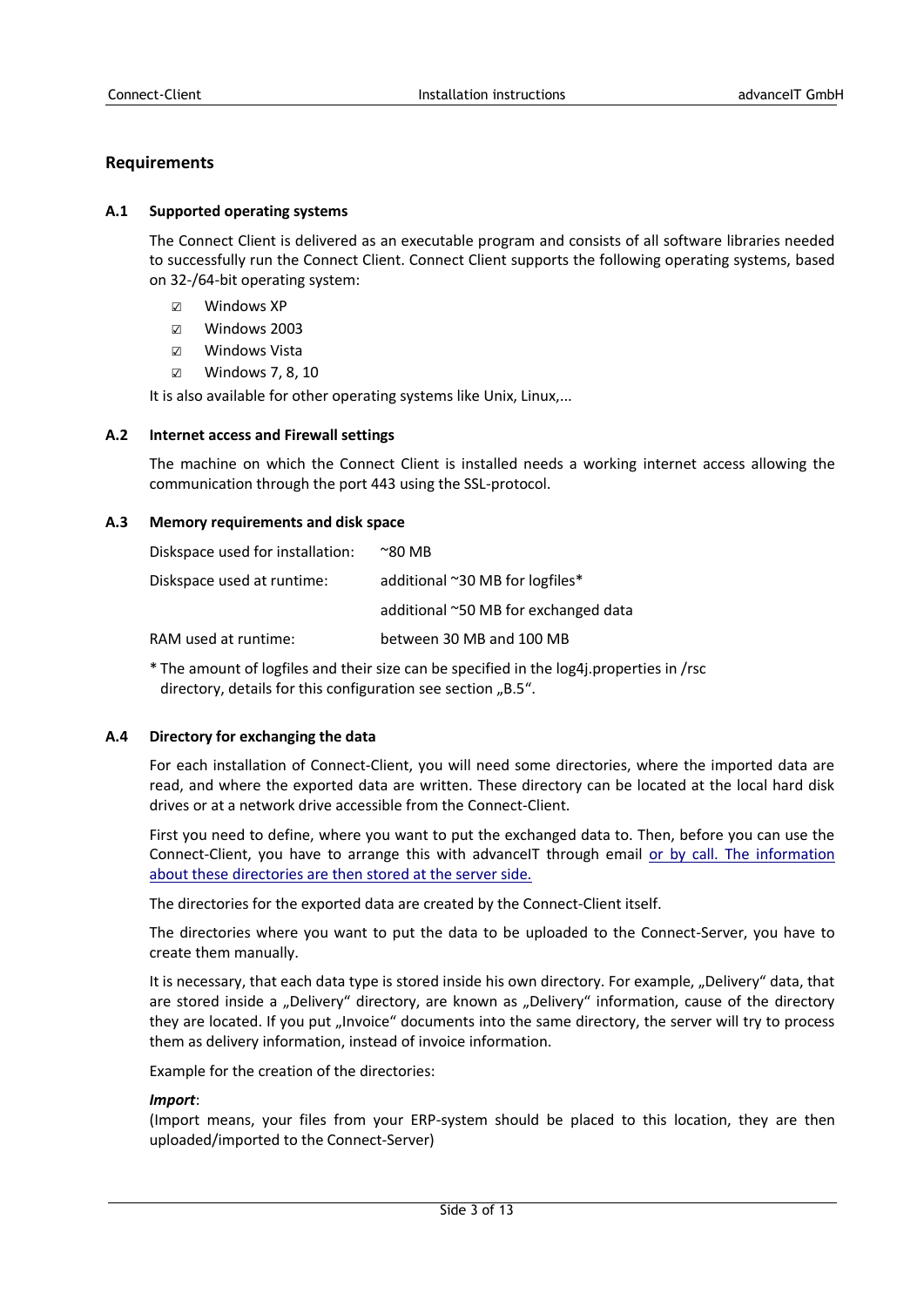## Requirements

### A.1 Supported operating systems

The Connect Client is delivered as an executable program and consists of all software libraries needed to successfully run the Connect Client. Connect Client supports the following operating systems, based on 32-/64-bit operating system:

- ☑ Windows XP
- ☑ Windows 2003
- ☑ Windows Vista
- ☑ Windows 7, 8, 10

It is also available for other operating systems like Unix, Linux,...

### A.2 Internet access and Firewall settings

The machine on which the Connect Client is installed needs a working internet access allowing the communication through the port 443 using the SSL-protocol.

### A.3 Memory requirements and disk space

| | |
|---|---|
| Diskspace used for installation: | ~80 MB |
| Diskspace used at runtime: | additional ~30 MB for logfiles* |
| | additional ~50 MB for exchanged data |
| RAM used at runtime: | between 30 MB and 100 MB |

* The amount of logfiles and their size can be specified in the log4j.properties in /rsc directory, details for this configuration see section „B.5“.

### A.4 Directory for exchanging the data

For each installation of Connect-Client, you will need some directories, where the imported data are read, and where the exported data are written. These directory can be located at the local hard disk drives or at a network drive accessible from the Connect-Client.

First you need to define, where you want to put the exchanged data to. Then, before you can use the Connect-Client, you have to arrange this with advanceIT through email or by call. The information about these directories are then stored at the server side.

The directories for the exported data are created by the Connect-Client itself.

The directories where you want to put the data to be uploaded to the Connect-Server, you have to create them manually.

It is necessary, that each data type is stored inside his own directory. For example, „Delivery“ data, that are stored inside a „Delivery“ directory, are known as „Delivery“ information, cause of the directory they are located. If you put „Invoice“ documents into the same directory, the server will try to process them as delivery information, instead of invoice information.

Example for the creation of the directories:

***Import***:
(Import means, your files from your ERP-system should be placed to this location, they are then uploaded/imported to the Connect-Server)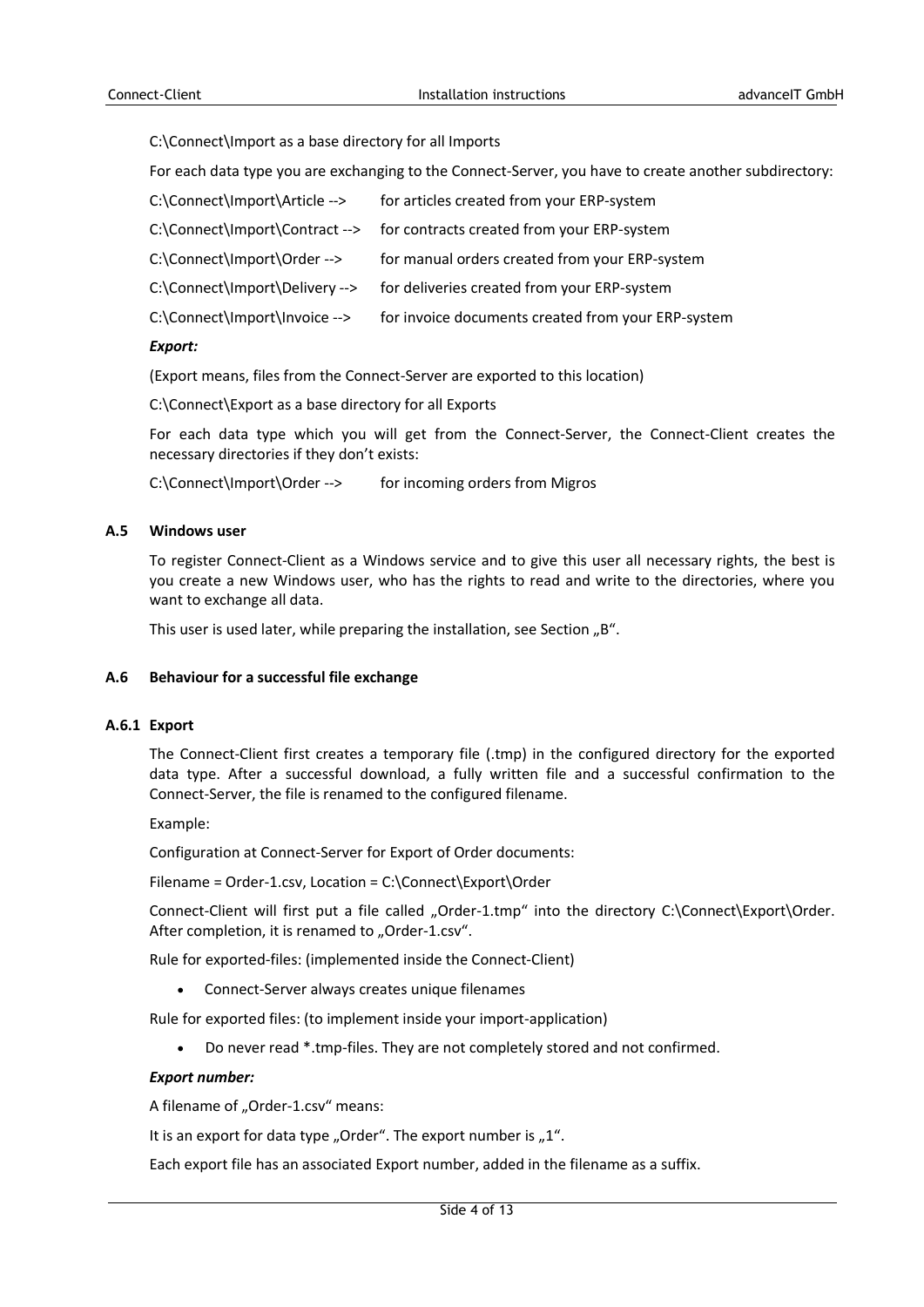C:\Connect\Import as a base directory for all Imports

For each data type you are exchanging to the Connect-Server, you have to create another subdirectory:

| | |
|---|---|
| C:\Connect\Import\Article --> | for articles created from your ERP-system |
| C:\Connect\Import\Contract --> | for contracts created from your ERP-system |
| C:\Connect\Import\Order --> | for manual orders created from your ERP-system |
| C:\Connect\Import\Delivery --> | for deliveries created from your ERP-system |
| C:\Connect\Import\Invoice --> | for invoice documents created from your ERP-system |

***Export:***

(Export means, files from the Connect-Server are exported to this location)

C:\Connect\Export as a base directory for all Exports

For each data type which you will get from the Connect-Server, the Connect-Client creates the necessary directories if they don't exists:

C:\Connect\Import\Order --> for incoming orders from Migros

### A.5 Windows user

To register Connect-Client as a Windows service and to give this user all necessary rights, the best is you create a new Windows user, who has the rights to read and write to the directories, where you want to exchange all data.

This user is used later, while preparing the installation, see Section „B".

### A.6 Behaviour for a successful file exchange

#### A.6.1 Export

The Connect-Client first creates a temporary file (.tmp) in the configured directory for the exported data type. After a successful download, a fully written file and a successful confirmation to the Connect-Server, the file is renamed to the configured filename.

Example:

Configuration at Connect-Server for Export of Order documents:

Filename = Order-1.csv, Location = C:\Connect\Export\Order

Connect-Client will first put a file called „Order-1.tmp" into the directory C:\Connect\Export\Order. After completion, it is renamed to „Order-1.csv".

Rule for exported-files: (implemented inside the Connect-Client)

- Connect-Server always creates unique filenames

Rule for exported files: (to implement inside your import-application)

- Do never read *.tmp-files. They are not completely stored and not confirmed.

***Export number:***

A filename of „Order-1.csv" means:

It is an export for data type „Order". The export number is „1".

Each export file has an associated Export number, added in the filename as a suffix.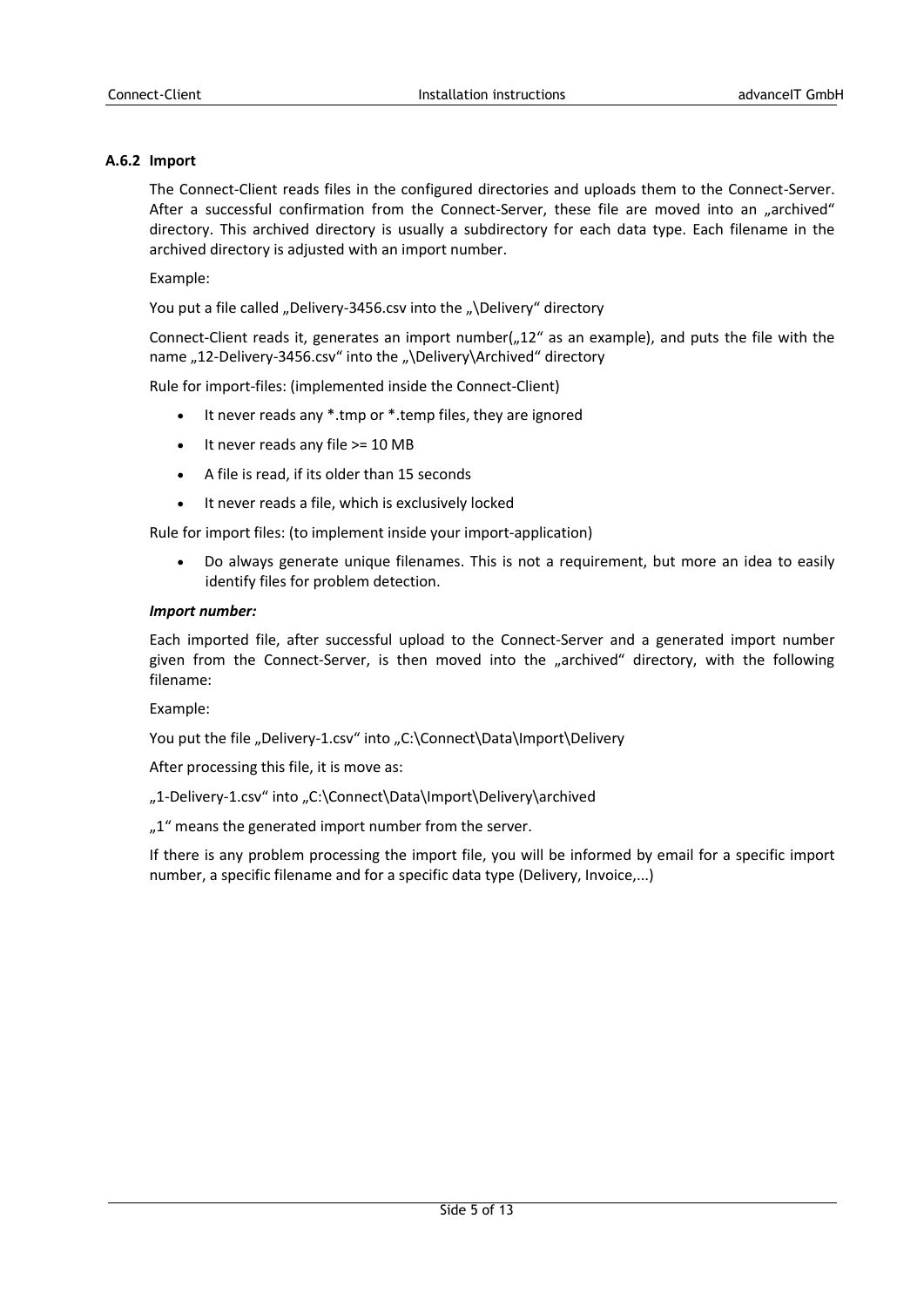### A.6.2 Import

The Connect-Client reads files in the configured directories and uploads them to the Connect-Server. After a successful confirmation from the Connect-Server, these file are moved into an „archived“ directory. This archived directory is usually a subdirectory for each data type. Each filename in the archived directory is adjusted with an import number.

Example:

You put a file called „Delivery-3456.csv into the „\Delivery“ directory

Connect-Client reads it, generates an import number(„12“ as an example), and puts the file with the name „12-Delivery-3456.csv“ into the „\Delivery\Archived“ directory

Rule for import-files: (implemented inside the Connect-Client)

- It never reads any *.tmp or *.temp files, they are ignored
- It never reads any file >= 10 MB
- A file is read, if its older than 15 seconds
- It never reads a file, which is exclusively locked

Rule for import files: (to implement inside your import-application)

- Do always generate unique filenames. This is not a requirement, but more an idea to easily identify files for problem detection.

***Import number:***

Each imported file, after successful upload to the Connect-Server and a generated import number given from the Connect-Server, is then moved into the „archived“ directory, with the following filename:

Example:

You put the file „Delivery-1.csv“ into „C:\Connect\Data\Import\Delivery

After processing this file, it is move as:

„1-Delivery-1.csv“ into „C:\Connect\Data\Import\Delivery\archived

„1“ means the generated import number from the server.

If there is any problem processing the import file, you will be informed by email for a specific import number, a specific filename and for a specific data type (Delivery, Invoice,...)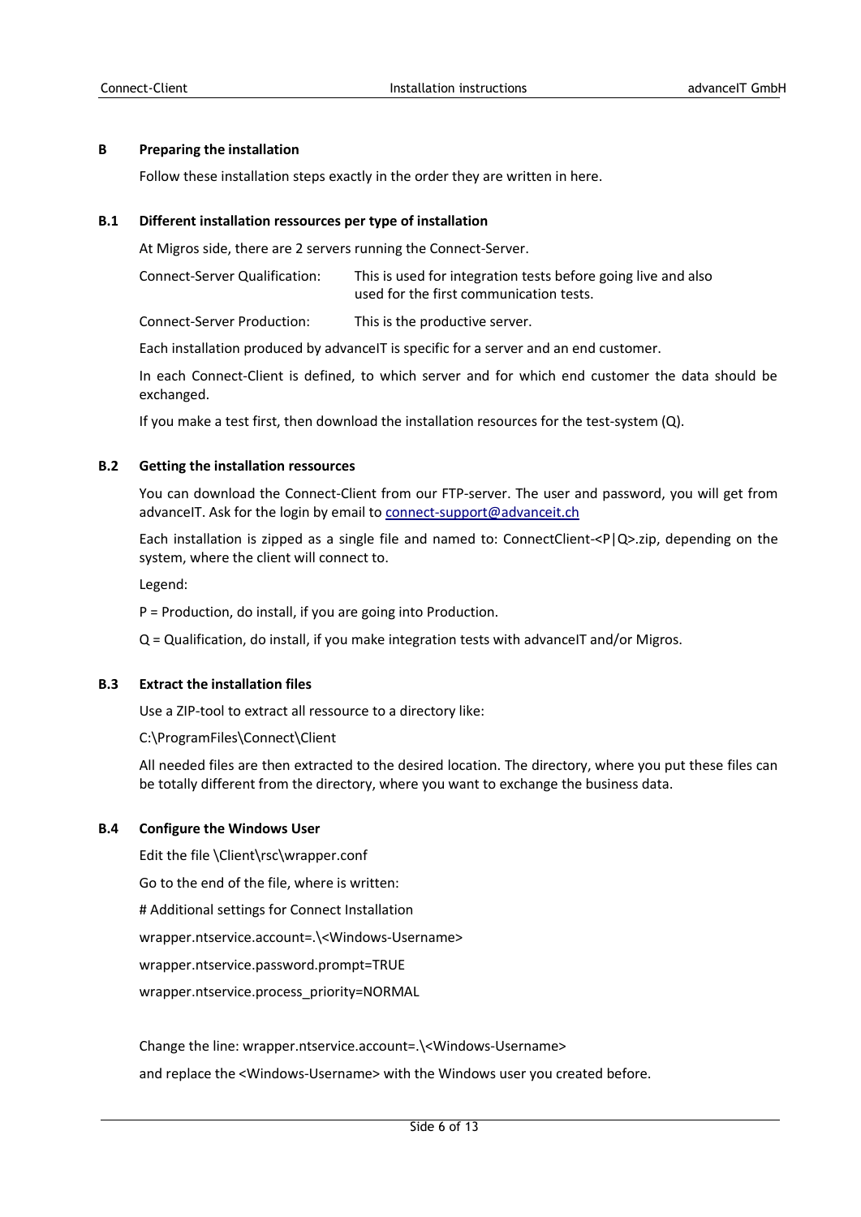## B Preparing the installation

Follow these installation steps exactly in the order they are written in here.

### B.1 Different installation ressources per type of installation

At Migros side, there are 2 servers running the Connect-Server.

| | |
|---|---|
| Connect-Server Qualification: | This is used for integration tests before going live and also used for the first communication tests. |
| Connect-Server Production: | This is the productive server. |

Each installation produced by advanceIT is specific for a server and an end customer.

In each Connect-Client is defined, to which server and for which end customer the data should be exchanged.

If you make a test first, then download the installation resources for the test-system (Q).

### B.2 Getting the installation ressources

You can download the Connect-Client from our FTP-server. The user and password, you will get from advanceIT. Ask for the login by email to [connect-support@advanceit.ch](mailto:connect-support@advanceit.ch)

Each installation is zipped as a single file and named to: ConnectClient-<P|Q>.zip, depending on the system, where the client will connect to.

Legend:

P = Production, do install, if you are going into Production.

Q = Qualification, do install, if you make integration tests with advanceIT and/or Migros.

### B.3 Extract the installation files

Use a ZIP-tool to extract all ressource to a directory like:

C:\ProgramFiles\Connect\Client

All needed files are then extracted to the desired location. The directory, where you put these files can be totally different from the directory, where you want to exchange the business data.

### B.4 Configure the Windows User

Edit the file \Client\rsc\wrapper.conf

Go to the end of the file, where is written:

```
# Additional settings for Connect Installation
wrapper.ntservice.account=.\<Windows-Username>
wrapper.ntservice.password.prompt=TRUE
wrapper.ntservice.process_priority=NORMAL
```

Change the line: wrapper.ntservice.account=.\<Windows-Username>

and replace the <Windows-Username> with the Windows user you created before.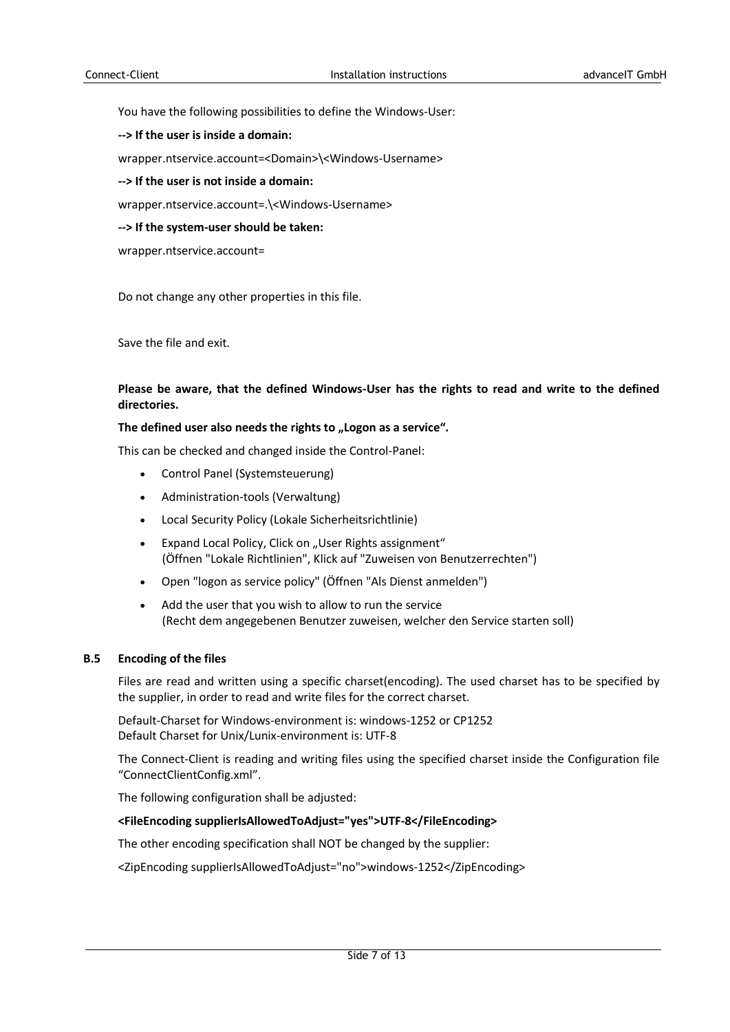You have the following possibilities to define the Windows-User:

**--> If the user is inside a domain:**

wrapper.ntservice.account=<Domain>\<Windows-Username>

**--> If the user is not inside a domain:**

wrapper.ntservice.account=.\<Windows-Username>

**--> If the system-user should be taken:**

wrapper.ntservice.account=

Do not change any other properties in this file.

Save the file and exit.

**Please be aware, that the defined Windows-User has the rights to read and write to the defined directories.**

**The defined user also needs the rights to „Logon as a service“.**

This can be checked and changed inside the Control-Panel:

- Control Panel (Systemsteuerung)
- Administration-tools (Verwaltung)
- Local Security Policy (Lokale Sicherheitsrichtlinie)
- Expand Local Policy, Click on „User Rights assignment“
  (Öffnen "Lokale Richtlinien", Klick auf "Zuweisen von Benutzerrechten")
- Open "logon as service policy" (Öffnen "Als Dienst anmelden")
- Add the user that you wish to allow to run the service
  (Recht dem angegebenen Benutzer zuweisen, welcher den Service starten soll)

### B.5 Encoding of the files

Files are read and written using a specific charset(encoding). The used charset has to be specified by the supplier, in order to read and write files for the correct charset.

Default-Charset for Windows-environment is: windows-1252 or CP1252
Default Charset for Unix/Lunix-environment is: UTF-8

The Connect-Client is reading and writing files using the specified charset inside the Configuration file “ConnectClientConfig.xml”.

The following configuration shall be adjusted:

**<FileEncoding supplierIsAllowedToAdjust="yes">UTF-8</FileEncoding>**

The other encoding specification shall NOT be changed by the supplier:

<ZipEncoding supplierIsAllowedToAdjust="no">windows-1252</ZipEncoding>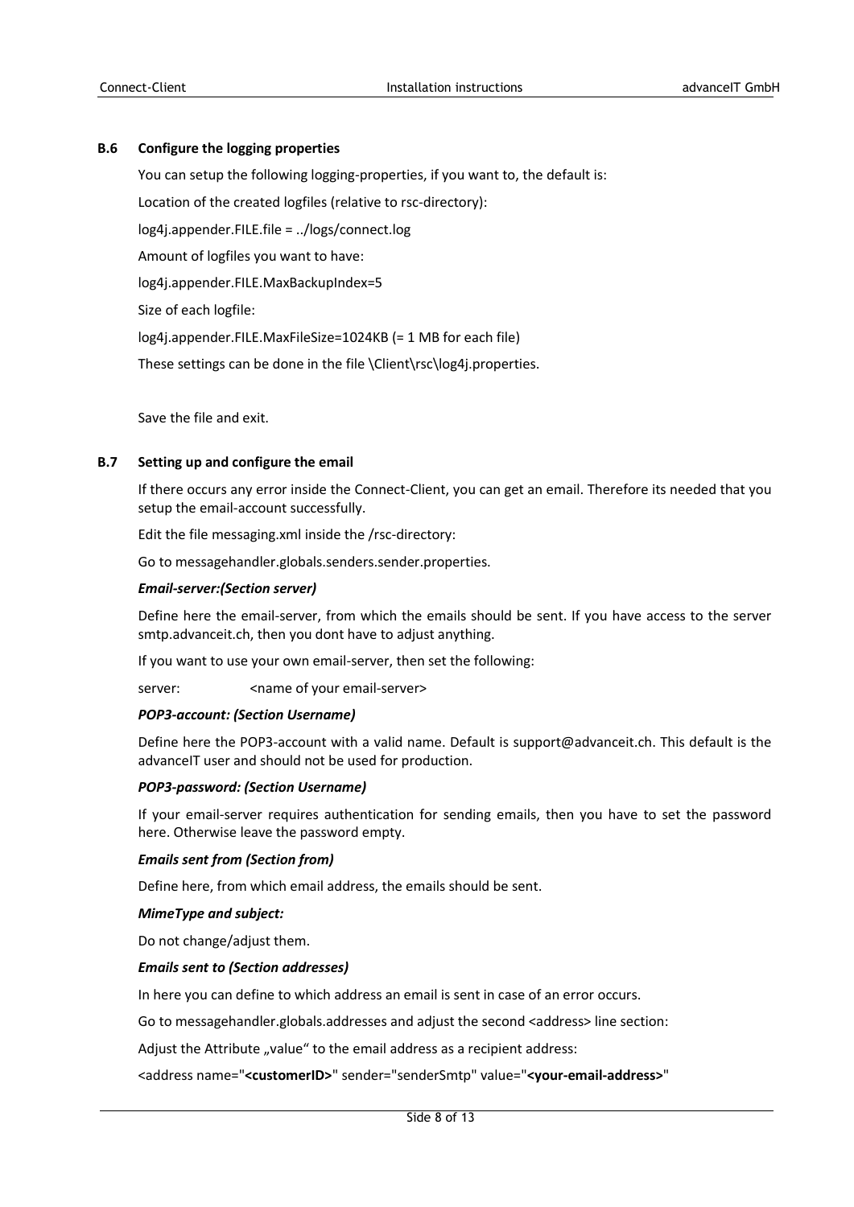### B.6 Configure the logging properties

You can setup the following logging-properties, if you want to, the default is:

Location of the created logfiles (relative to rsc-directory):

log4j.appender.FILE.file = ../logs/connect.log

Amount of logfiles you want to have:

log4j.appender.FILE.MaxBackupIndex=5

Size of each logfile:

log4j.appender.FILE.MaxFileSize=1024KB (= 1 MB for each file)

These settings can be done in the file \Client\rsc\log4j.properties.

Save the file and exit.

### B.7 Setting up and configure the email

If there occurs any error inside the Connect-Client, you can get an email. Therefore its needed that you setup the email-account successfully.

Edit the file messaging.xml inside the /rsc-directory:

Go to messagehandler.globals.senders.sender.properties.

***Email-server:(Section server)***

Define here the email-server, from which the emails should be sent. If you have access to the server smtp.advanceit.ch, then you dont have to adjust anything.

If you want to use your own email-server, then set the following:

server: &lt;name of your email-server&gt;

***POP3-account: (Section Username)***

Define here the POP3-account with a valid name. Default is support@advanceit.ch. This default is the advanceIT user and should not be used for production.

***POP3-password: (Section Username)***

If your email-server requires authentication for sending emails, then you have to set the password here. Otherwise leave the password empty.

***Emails sent from (Section from)***

Define here, from which email address, the emails should be sent.

***MimeType and subject:***

Do not change/adjust them.

***Emails sent to (Section addresses)***

In here you can define to which address an email is sent in case of an error occurs.

Go to messagehandler.globals.addresses and adjust the second &lt;address&gt; line section:

Adjust the Attribute „value“ to the email address as a recipient address:

&lt;address name="**&lt;customerID&gt;**" sender="senderSmtp" value="**&lt;your-email-address&gt;**"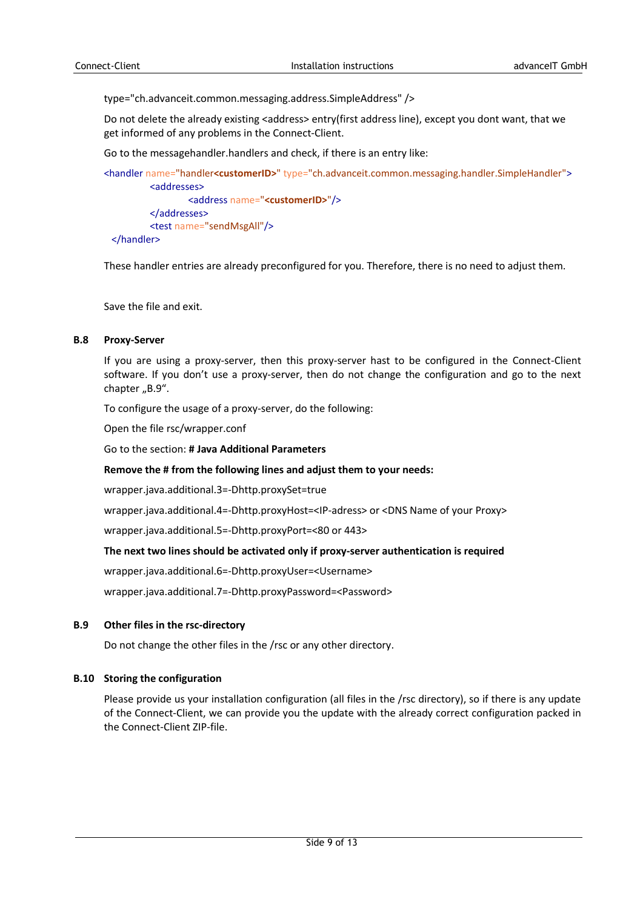type="ch.advanceit.common.messaging.address.SimpleAddress" />

Do not delete the already existing <address> entry(first address line), except you dont want, that we get informed of any problems in the Connect-Client.

Go to the messagehandler.handlers and check, if there is an entry like:

```
<handler name="handler<customerID>" type="ch.advanceit.common.messaging.handler.SimpleHandler">
        <addresses>
                <address name="<customerID>"/>
        </addresses>
        <test name="sendMsgAll"/>
</handler>
```

These handler entries are already preconfigured for you. Therefore, there is no need to adjust them.

Save the file and exit.

## B.8 Proxy-Server

If you are using a proxy-server, then this proxy-server hast to be configured in the Connect-Client software. If you don't use a proxy-server, then do not change the configuration and go to the next chapter „B.9".

To configure the usage of a proxy-server, do the following:

Open the file rsc/wrapper.conf

Go to the section: **# Java Additional Parameters**

**Remove the # from the following lines and adjust them to your needs:**

wrapper.java.additional.3=-Dhttp.proxySet=true

wrapper.java.additional.4=-Dhttp.proxyHost=<IP-adress> or <DNS Name of your Proxy>

wrapper.java.additional.5=-Dhttp.proxyPort=<80 or 443>

**The next two lines should be activated only if proxy-server authentication is required**

wrapper.java.additional.6=-Dhttp.proxyUser=<Username>

wrapper.java.additional.7=-Dhttp.proxyPassword=<Password>

## B.9 Other files in the rsc-directory

Do not change the other files in the /rsc or any other directory.

## B.10 Storing the configuration

Please provide us your installation configuration (all files in the /rsc directory), so if there is any update of the Connect-Client, we can provide you the update with the already correct configuration packed in the Connect-Client ZIP-file.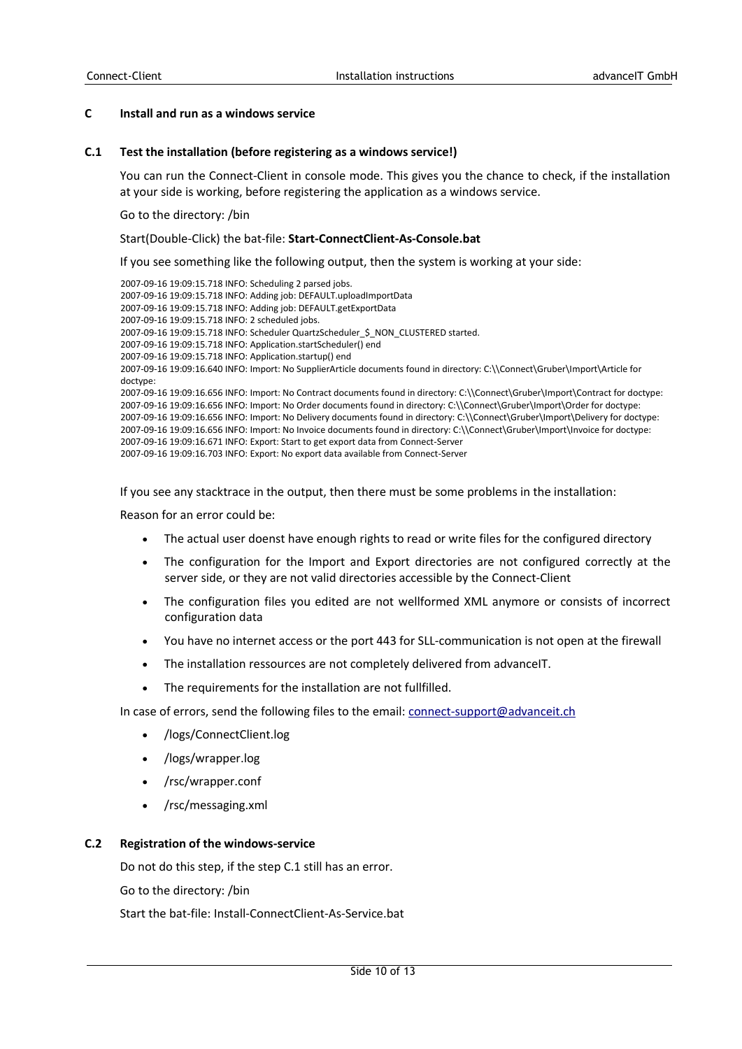## C Install and run as a windows service

### C.1 Test the installation (before registering as a windows service!)

You can run the Connect-Client in console mode. This gives you the chance to check, if the installation at your side is working, before registering the application as a windows service.

Go to the directory: /bin

Start(Double-Click) the bat-file: **Start-ConnectClient-As-Console.bat**

If you see something like the following output, then the system is working at your side:

```
2007-09-16 19:09:15.718 INFO: Scheduling 2 parsed jobs.
2007-09-16 19:09:15.718 INFO: Adding job: DEFAULT.uploadImportData
2007-09-16 19:09:15.718 INFO: Adding job: DEFAULT.getExportData
2007-09-16 19:09:15.718 INFO: 2 scheduled jobs.
2007-09-16 19:09:15.718 INFO: Scheduler QuartzScheduler_$_NON_CLUSTERED started.
2007-09-16 19:09:15.718 INFO: Application.startScheduler() end
2007-09-16 19:09:15.718 INFO: Application.startup() end
2007-09-16 19:09:16.640 INFO: Import: No SupplierArticle documents found in directory: C:\\Connect\Gruber\Import\Article for doctype:
2007-09-16 19:09:16.656 INFO: Import: No Contract documents found in directory: C:\\Connect\Gruber\Import\Contract for doctype:
2007-09-16 19:09:16.656 INFO: Import: No Order documents found in directory: C:\\Connect\Gruber\Import\Order for doctype:
2007-09-16 19:09:16.656 INFO: Import: No Delivery documents found in directory: C:\\Connect\Gruber\Import\Delivery for doctype:
2007-09-16 19:09:16.656 INFO: Import: No Invoice documents found in directory: C:\\Connect\Gruber\Import\Invoice for doctype:
2007-09-16 19:09:16.671 INFO: Export: Start to get export data from Connect-Server
2007-09-16 19:09:16.703 INFO: Export: No export data available from Connect-Server
```

If you see any stacktrace in the output, then there must be some problems in the installation:

Reason for an error could be:

- The actual user doenst have enough rights to read or write files for the configured directory
- The configuration for the Import and Export directories are not configured correctly at the server side, or they are not valid directories accessible by the Connect-Client
- The configuration files you edited are not wellformed XML anymore or consists of incorrect configuration data
- You have no internet access or the port 443 for SLL-communication is not open at the firewall
- The installation ressources are not completely delivered from advanceIT.
- The requirements for the installation are not fullfilled.

In case of errors, send the following files to the email: connect-support@advanceit.ch

- /logs/ConnectClient.log
- /logs/wrapper.log
- /rsc/wrapper.conf
- /rsc/messaging.xml

### C.2 Registration of the windows-service

Do not do this step, if the step C.1 still has an error.

Go to the directory: /bin

Start the bat-file: Install-ConnectClient-As-Service.bat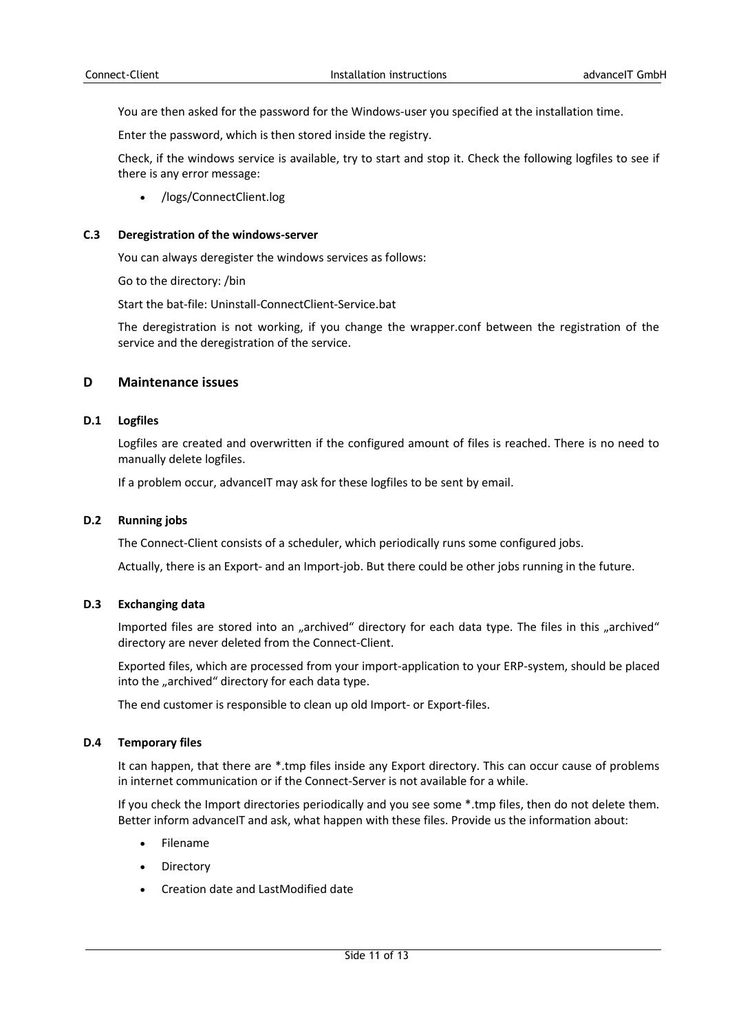You are then asked for the password for the Windows-user you specified at the installation time.

Enter the password, which is then stored inside the registry.

Check, if the windows service is available, try to start and stop it. Check the following logfiles to see if there is any error message:

- /logs/ConnectClient.log

### C.3 Deregistration of the windows-server

You can always deregister the windows services as follows:

Go to the directory: /bin

Start the bat-file: Uninstall-ConnectClient-Service.bat

The deregistration is not working, if you change the wrapper.conf between the registration of the service and the deregistration of the service.

## D Maintenance issues

### D.1 Logfiles

Logfiles are created and overwritten if the configured amount of files is reached. There is no need to manually delete logfiles.

If a problem occur, advanceIT may ask for these logfiles to be sent by email.

### D.2 Running jobs

The Connect-Client consists of a scheduler, which periodically runs some configured jobs.

Actually, there is an Export- and an Import-job. But there could be other jobs running in the future.

### D.3 Exchanging data

Imported files are stored into an „archived" directory for each data type. The files in this „archived" directory are never deleted from the Connect-Client.

Exported files, which are processed from your import-application to your ERP-system, should be placed into the „archived" directory for each data type.

The end customer is responsible to clean up old Import- or Export-files.

### D.4 Temporary files

It can happen, that there are *.tmp files inside any Export directory. This can occur cause of problems in internet communication or if the Connect-Server is not available for a while.

If you check the Import directories periodically and you see some *.tmp files, then do not delete them. Better inform advanceIT and ask, what happen with these files. Provide us the information about:

- Filename
- Directory
- Creation date and LastModified date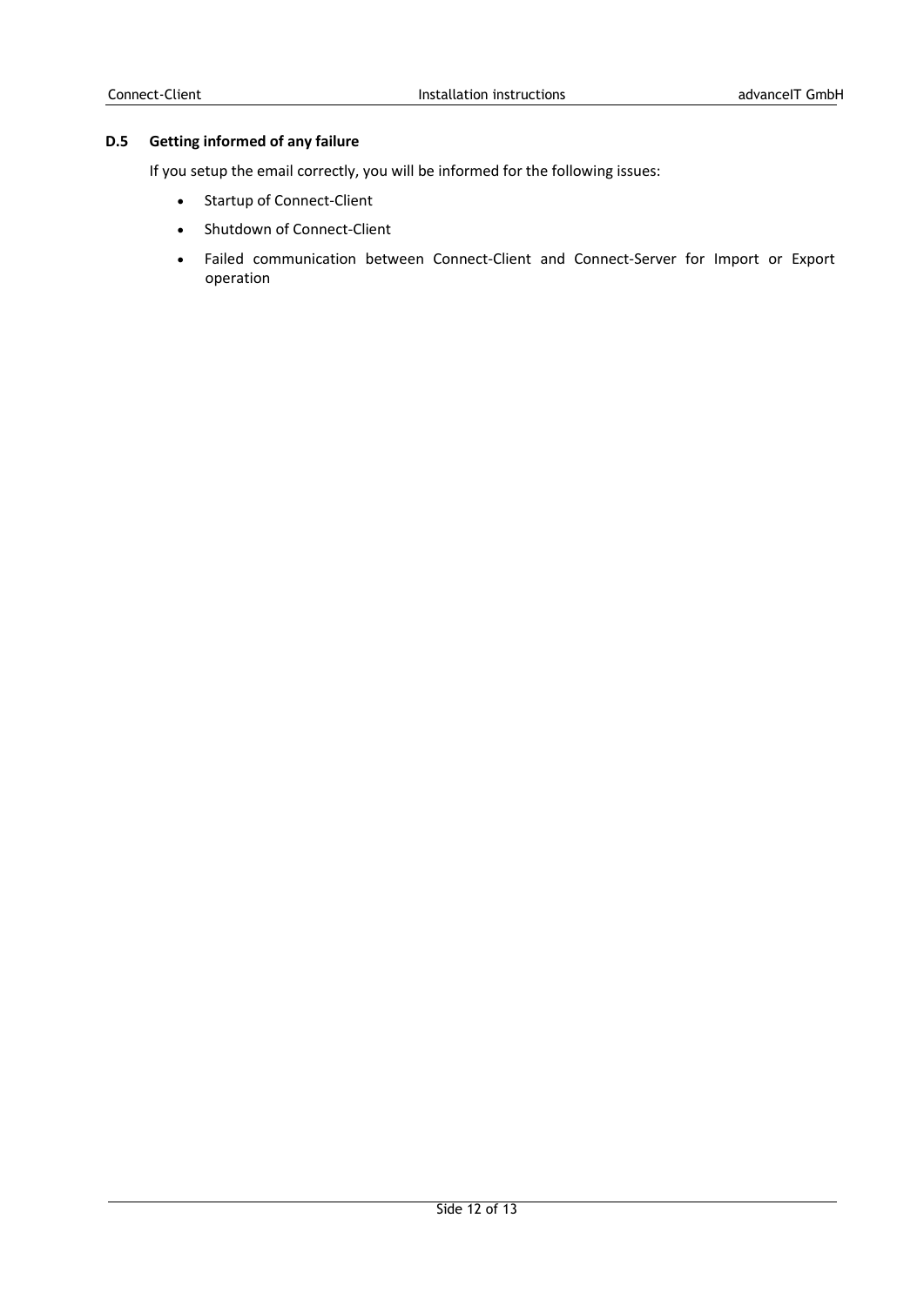### D.5 Getting informed of any failure

If you setup the email correctly, you will be informed for the following issues:

- Startup of Connect-Client
- Shutdown of Connect-Client
- Failed communication between Connect-Client and Connect-Server for Import or Export operation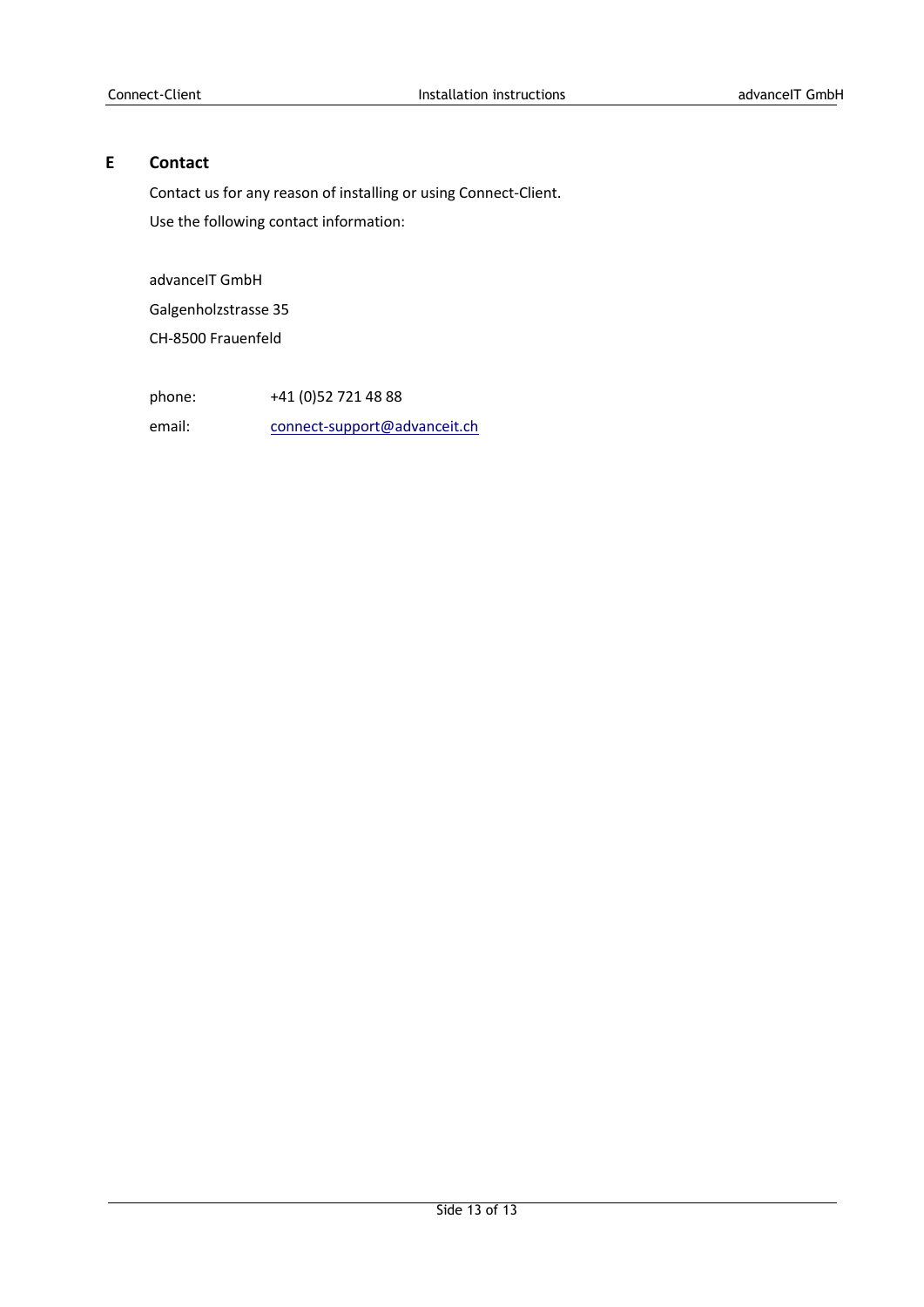## E Contact

Contact us for any reason of installing or using Connect-Client.

Use the following contact information:

advanceIT GmbH

Galgenholzstrasse 35

CH-8500 Frauenfeld

| | |
|---|---|
| phone: | +41 (0)52 721 48 88 |
| email: | connect-support@advanceit.ch |